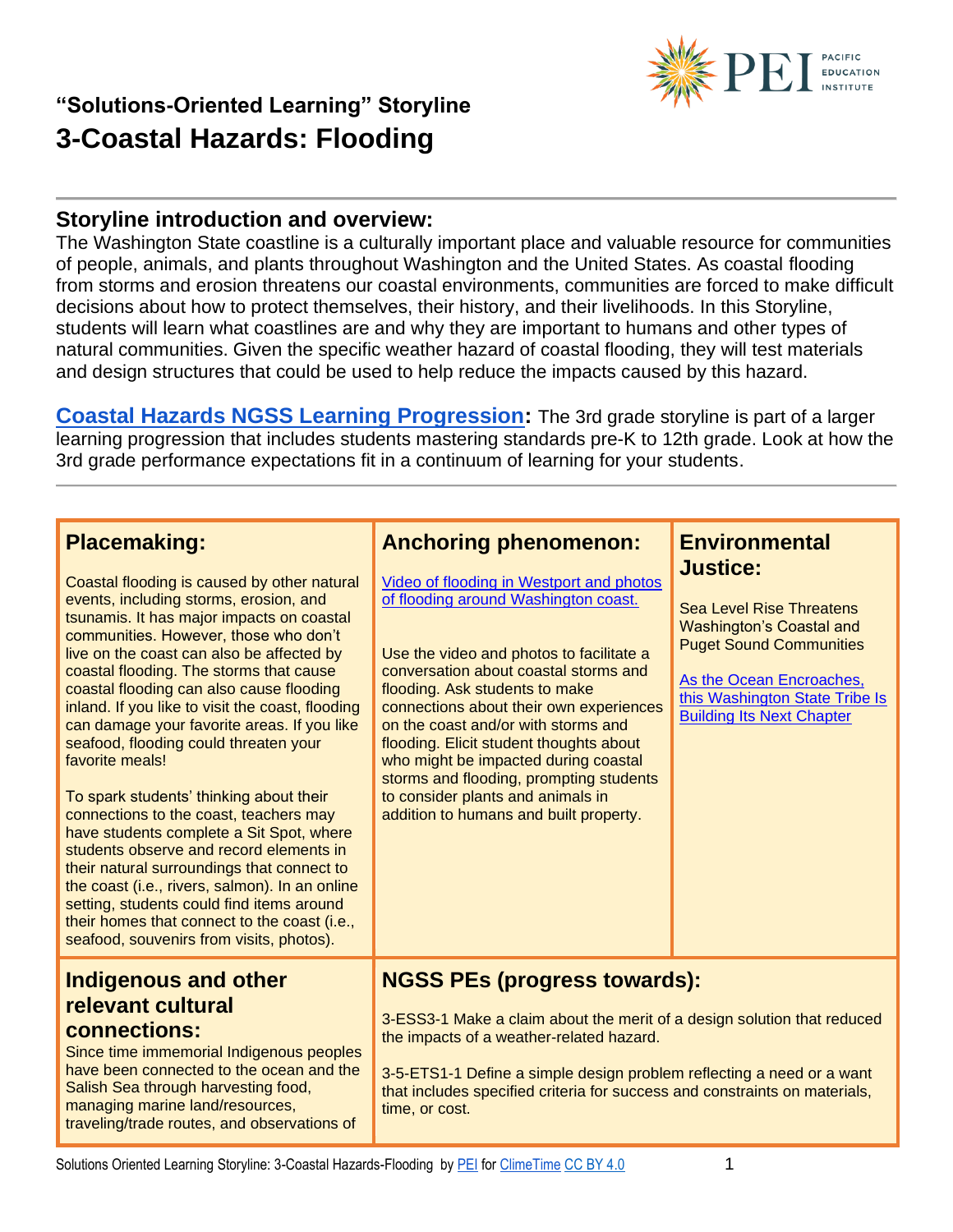## "Solutions-Oriented Learning" Storyline

# 3-Coastal Hazards: Flooding

## Storyline introduction and overview:

The Washington State coastline is a culturally important place and valuable resource for communities of people, animals, and plants throughout Washington and the United States. As coastal flooding from storms and erosion threatens our coastal environments, communities are forced to make difficult decisions about how to protect themselves, their history, and their livelihoods. In this Storyline, students will learn what coastlines are and why they are important to humans and other types of natural communities. Given the specific weather hazard of coastal flooding, they will test materials and design structures that could be used to help reduce the impacts caused by this hazard.

**Coastal Hazards NGSS Learning Progression:** The 3rd grade storyline is part of a larger learning progression that includes students mastering standards pre-K to 12th grade. Look at how the 3rd grade performance expectations fit in a continuum of learning for your students.

### Placemaking:

Coastal flooding is caused by other natural events, including storms, erosion, and tsunamis. It has major impacts on coastal communities. However, those who don't live on the coast can also be affected by coastal flooding. The storms that cause coastal flooding can also cause flooding inland. If you like to visit the coast, flooding can damage your favorite areas. If you like seafood, flooding could threaten your favorite meals!

To spark students' thinking about their connections to the coast, teachers may have students complete a Sit Spot, where students observe and record elements in their natural surroundings that connect to the coast (i.e., rivers, salmon). In an online setting, students could find items around their homes that connect to the coast (i.e., seafood, souvenirs from visits, photos).

### Anchoring phenomenon:

Video of flooding in Westport and photos of flooding around Washington coast.

Use the video and photos to facilitate a conversation about coastal storms and flooding. Ask students to make connections about their own experiences on the coast and/or with storms and flooding. Elicit student thoughts about who might be impacted during coastal storms and flooding, prompting students to consider plants and animals in addition to humans and built property.

### Environmental Justice:

Sea Level Rise Threatens Washington's Coastal and Puget Sound Communities

As the Ocean Encroaches, this Washington State Tribe Is Building Its Next Chapter

### Indigenous and other relevant cultural connections:

Since time immemorial Indigenous peoples have been connected to the ocean and the Salish Sea through harvesting food, managing marine land/resources, traveling/trade routes, and observations of

### NGSS PEs (progress towards):

3-ESS3-1 Make a claim about the merit of a design solution that reduced the impacts of a weather-related hazard.

3-5-ETS1-1 Define a simple design problem reflecting a need or a want that includes specified criteria for success and constraints on materials, time, or cost.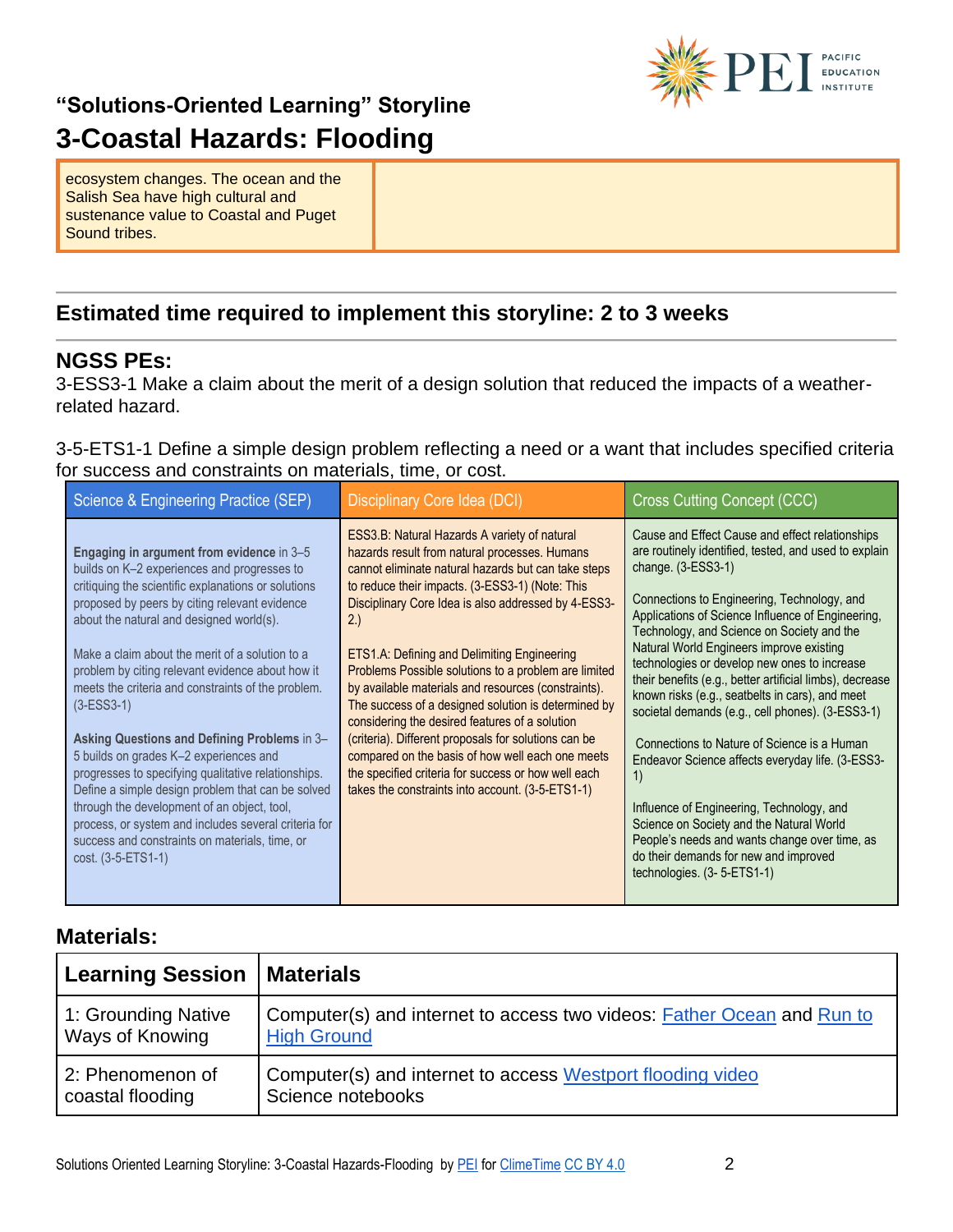## "Solutions-Oriented Learning" Storyline

# 3-Coastal Hazards: Flooding

| ecosystem changes. The ocean and the Salish Sea have high cultural and sustenance value to Coastal and Puget Sound tribes. | |
|---|---|

## Estimated time required to implement this storyline: 2 to 3 weeks

## NGSS PEs:

3-ESS3-1 Make a claim about the merit of a design solution that reduced the impacts of a weather-related hazard.

3-5-ETS1-1 Define a simple design problem reflecting a need or a want that includes specified criteria for success and constraints on materials, time, or cost.

| Science & Engineering Practice (SEP) | Disciplinary Core Idea (DCI) | Cross Cutting Concept (CCC) |
|---|---|---|
| **Engaging in argument from evidence** in 3–5 builds on K–2 experiences and progresses to critiquing the scientific explanations or solutions proposed by peers by citing relevant evidence about the natural and designed world(s).<br><br>Make a claim about the merit of a solution to a problem by citing relevant evidence about how it meets the criteria and constraints of the problem. (3-ESS3-1)<br><br>**Asking Questions and Defining Problems** in 3–5 builds on grades K–2 experiences and progresses to specifying qualitative relationships. Define a simple design problem that can be solved through the development of an object, tool, process, or system and includes several criteria for success and constraints on materials, time, or cost. (3-5-ETS1-1) | ESS3.B: Natural Hazards A variety of natural hazards result from natural processes. Humans cannot eliminate natural hazards but can take steps to reduce their impacts. (3-ESS3-1) (Note: This Disciplinary Core Idea is also addressed by 4-ESS3-2.)<br><br>ETS1.A: Defining and Delimiting Engineering Problems Possible solutions to a problem are limited by available materials and resources (constraints). The success of a designed solution is determined by considering the desired features of a solution (criteria). Different proposals for solutions can be compared on the basis of how well each one meets the specified criteria for success or how well each takes the constraints into account. (3-5-ETS1-1) | Cause and Effect Cause and effect relationships are routinely identified, tested, and used to explain change. (3-ESS3-1)<br><br>Connections to Engineering, Technology, and Applications of Science Influence of Engineering, Technology, and Science on Society and the Natural World Engineers improve existing technologies or develop new ones to increase their benefits (e.g., better artificial limbs), decrease known risks (e.g., seatbelts in cars), and meet societal demands (e.g., cell phones). (3-ESS3-1)<br><br>Connections to Nature of Science is a Human Endeavor Science affects everyday life. (3-ESS3-1)<br><br>Influence of Engineering, Technology, and Science on Society and the Natural World People's needs and wants change over time, as do their demands for new and improved technologies. (3- 5-ETS1-1) |

## Materials:

| Learning Session | Materials |
|---|---|
| 1: Grounding Native Ways of Knowing | Computer(s) and internet to access two videos: Father Ocean and Run to High Ground |
| 2: Phenomenon of coastal flooding | Computer(s) and internet to access Westport flooding video<br>Science notebooks |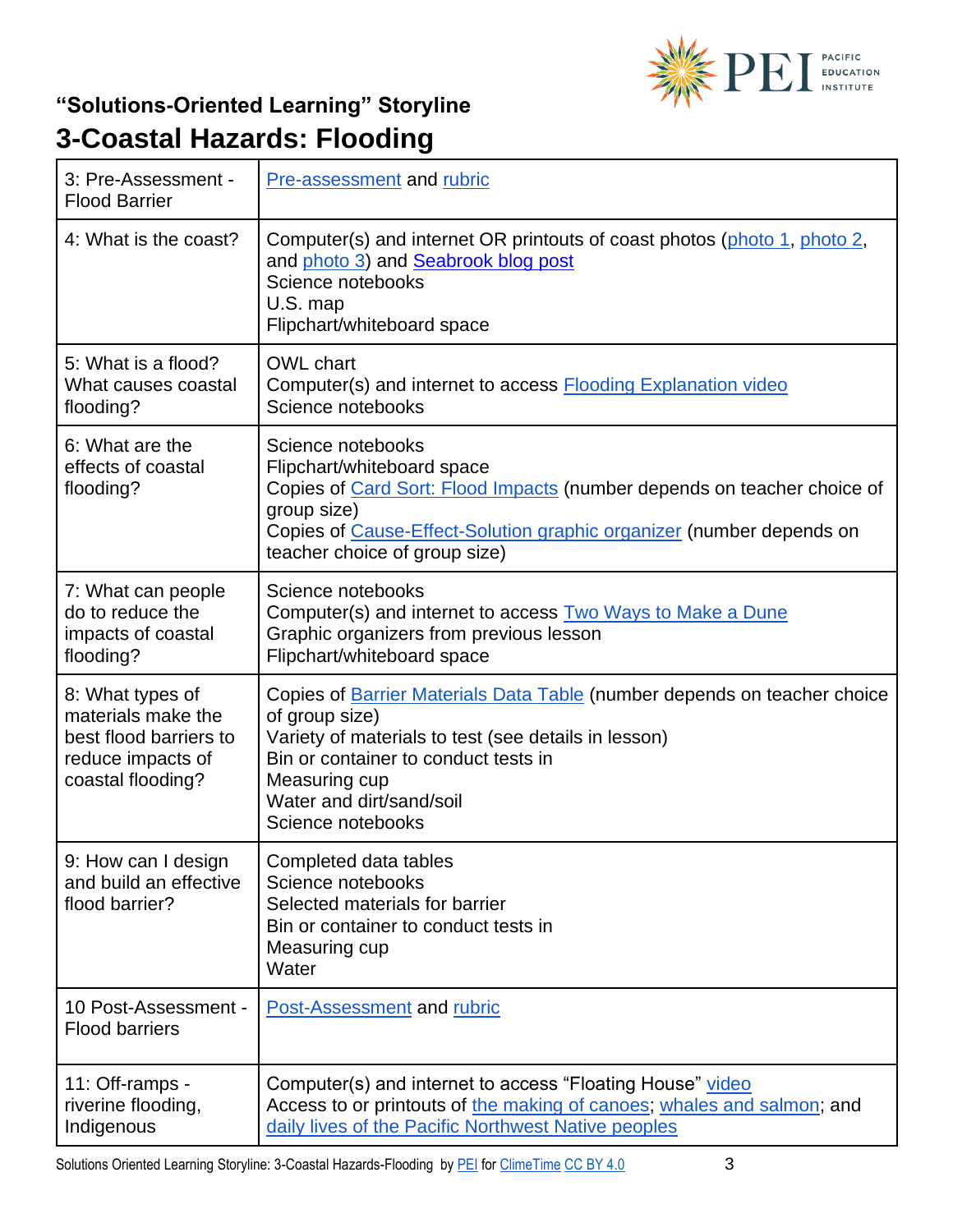## "Solutions-Oriented Learning" Storyline

# 3-Coastal Hazards: Flooding

| | |
|---|---|
| 3: Pre-Assessment - Flood Barrier | Pre-assessment and rubric |
| 4: What is the coast? | Computer(s) and internet OR printouts of coast photos (photo 1, photo 2, and photo 3) and Seabrook blog post<br>Science notebooks<br>U.S. map<br>Flipchart/whiteboard space |
| 5: What is a flood? What causes coastal flooding? | OWL chart<br>Computer(s) and internet to access Flooding Explanation video<br>Science notebooks |
| 6: What are the effects of coastal flooding? | Science notebooks<br>Flipchart/whiteboard space<br>Copies of Card Sort: Flood Impacts (number depends on teacher choice of group size)<br>Copies of Cause-Effect-Solution graphic organizer (number depends on teacher choice of group size) |
| 7: What can people do to reduce the impacts of coastal flooding? | Science notebooks<br>Computer(s) and internet to access Two Ways to Make a Dune<br>Graphic organizers from previous lesson<br>Flipchart/whiteboard space |
| 8: What types of materials make the best flood barriers to reduce impacts of coastal flooding? | Copies of Barrier Materials Data Table (number depends on teacher choice of group size)<br>Variety of materials to test (see details in lesson)<br>Bin or container to conduct tests in<br>Measuring cup<br>Water and dirt/sand/soil<br>Science notebooks |
| 9: How can I design and build an effective flood barrier? | Completed data tables<br>Science notebooks<br>Selected materials for barrier<br>Bin or container to conduct tests in<br>Measuring cup<br>Water |
| 10 Post-Assessment - Flood barriers | Post-Assessment and rubric |
| 11: Off-ramps - riverine flooding, Indigenous | Computer(s) and internet to access "Floating House" video<br>Access to or printouts of the making of canoes; whales and salmon; and daily lives of the Pacific Northwest Native peoples |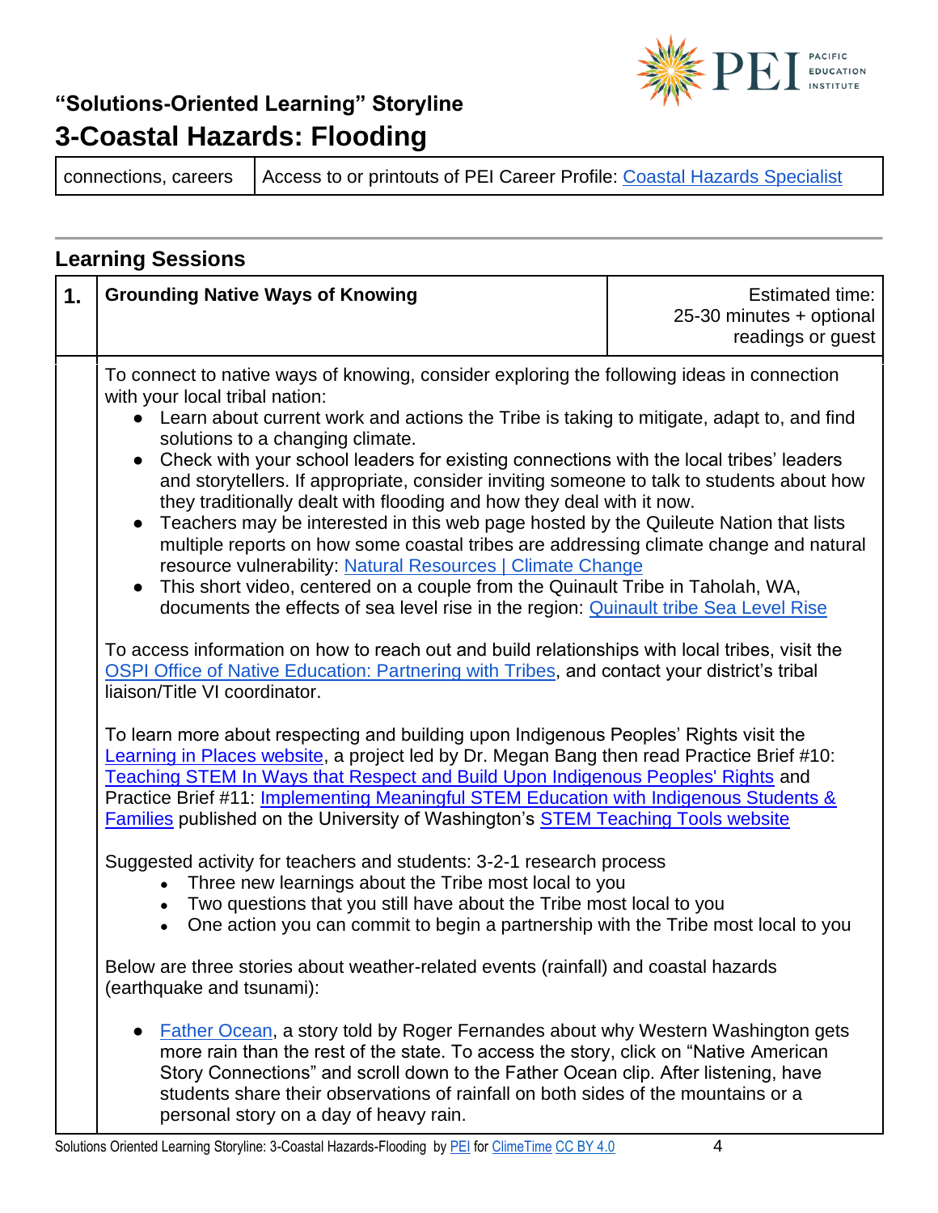# "Solutions-Oriented Learning" Storyline

# 3-Coastal Hazards: Flooding

| connections, careers | Access to or printouts of PEI Career Profile: Coastal Hazards Specialist |
|---|---|

## Learning Sessions

| 1. | Grounding Native Ways of Knowing | Estimated time: 25-30 minutes + optional readings or guest |
|---|---|---|

To connect to native ways of knowing, consider exploring the following ideas in connection with your local tribal nation:

- Learn about current work and actions the Tribe is taking to mitigate, adapt to, and find solutions to a changing climate.
- Check with your school leaders for existing connections with the local tribes' leaders and storytellers. If appropriate, consider inviting someone to talk to students about how they traditionally dealt with flooding and how they deal with it now.
- Teachers may be interested in this web page hosted by the Quileute Nation that lists multiple reports on how some coastal tribes are addressing climate change and natural resource vulnerability: Natural Resources | Climate Change
- This short video, centered on a couple from the Quinault Tribe in Taholah, WA, documents the effects of sea level rise in the region: Quinault tribe Sea Level Rise

To access information on how to reach out and build relationships with local tribes, visit the OSPI Office of Native Education: Partnering with Tribes, and contact your district's tribal liaison/Title VI coordinator.

To learn more about respecting and building upon Indigenous Peoples' Rights visit the Learning in Places website, a project led by Dr. Megan Bang then read Practice Brief #10: Teaching STEM In Ways that Respect and Build Upon Indigenous Peoples' Rights and Practice Brief #11: Implementing Meaningful STEM Education with Indigenous Students & Families published on the University of Washington's STEM Teaching Tools website

Suggested activity for teachers and students: 3-2-1 research process

- Three new learnings about the Tribe most local to you
- Two questions that you still have about the Tribe most local to you
- One action you can commit to begin a partnership with the Tribe most local to you

Below are three stories about weather-related events (rainfall) and coastal hazards (earthquake and tsunami):

- Father Ocean, a story told by Roger Fernandes about why Western Washington gets more rain than the rest of the state. To access the story, click on "Native American Story Connections" and scroll down to the Father Ocean clip. After listening, have students share their observations of rainfall on both sides of the mountains or a personal story on a day of heavy rain.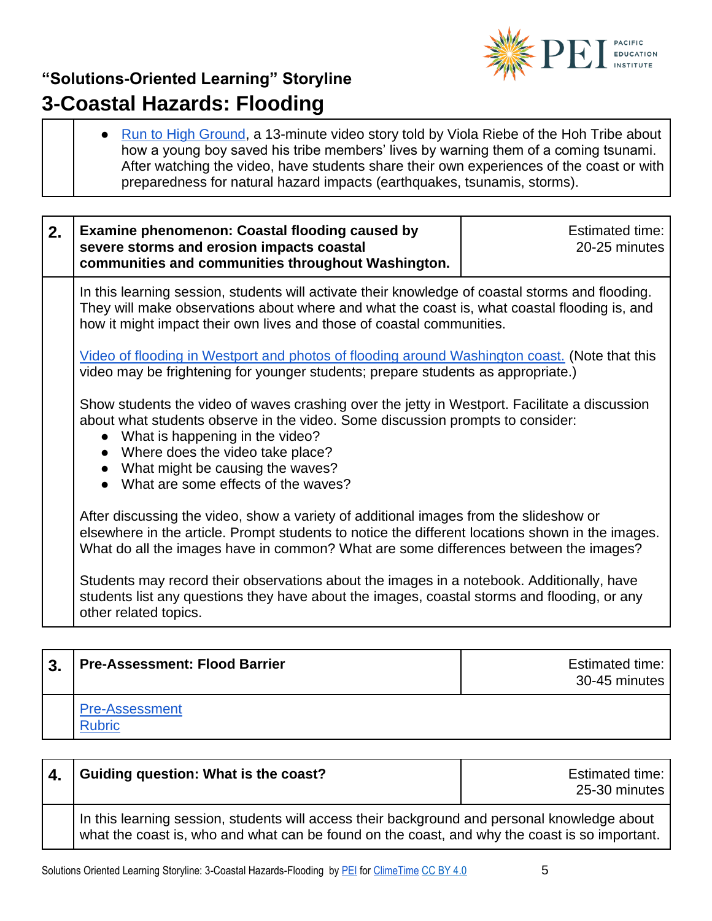| | |
|---|---|
| | - Run to High Ground, a 13-minute video story told by Viola Riebe of the Hoh Tribe about how a young boy saved his tribe members' lives by warning them of a coming tsunami. After watching the video, have students share their own experiences of the coast or with preparedness for natural hazard impacts (earthquakes, tsunamis, storms). |

| **2.** | **Examine phenomenon: Coastal flooding caused by severe storms and erosion impacts coastal communities and communities throughout Washington.** | Estimated time: 20-25 minutes |
|---|---|---|
| | In this learning session, students will activate their knowledge of coastal storms and flooding. They will make observations about where and what the coast is, what coastal flooding is, and how it might impact their own lives and those of coastal communities.<br><br>Video of flooding in Westport and photos of flooding around Washington coast. (Note that this video may be frightening for younger students; prepare students as appropriate.)<br><br>Show students the video of waves crashing over the jetty in Westport. Facilitate a discussion about what students observe in the video. Some discussion prompts to consider:<br>• What is happening in the video?<br>• Where does the video take place?<br>• What might be causing the waves?<br>• What are some effects of the waves?<br><br>After discussing the video, show a variety of additional images from the slideshow or elsewhere in the article. Prompt students to notice the different locations shown in the images. What do all the images have in common? What are some differences between the images?<br><br>Students may record their observations about the images in a notebook. Additionally, have students list any questions they have about the images, coastal storms and flooding, or any other related topics. | |

| **3.** | **Pre-Assessment: Flood Barrier** | Estimated time: 30-45 minutes |
|---|---|---|
| | Pre-Assessment<br>Rubric | |

| **4.** | **Guiding question: What is the coast?** | Estimated time: 25-30 minutes |
|---|---|---|
| | In this learning session, students will access their background and personal knowledge about what the coast is, who and what can be found on the coast, and why the coast is so important. | |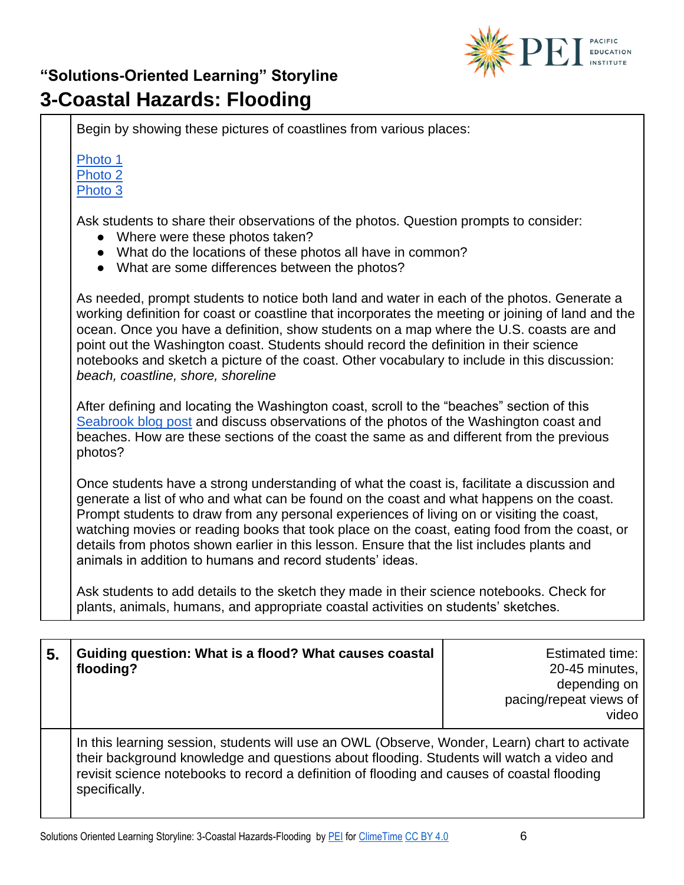## "Solutions-Oriented Learning" Storyline

# 3-Coastal Hazards: Flooding

Begin by showing these pictures of coastlines from various places:

[Photo 1](#)
[Photo 2](#)
[Photo 3](#)

Ask students to share their observations of the photos. Question prompts to consider:

- Where were these photos taken?
- What do the locations of these photos all have in common?
- What are some differences between the photos?

As needed, prompt students to notice both land and water in each of the photos. Generate a working definition for coast or coastline that incorporates the meeting or joining of land and the ocean. Once you have a definition, show students on a map where the U.S. coasts are and point out the Washington coast. Students should record the definition in their science notebooks and sketch a picture of the coast. Other vocabulary to include in this discussion: *beach, coastline, shore, shoreline*

After defining and locating the Washington coast, scroll to the "beaches" section of this [Seabrook blog post](#) and discuss observations of the photos of the Washington coast and beaches. How are these sections of the coast the same as and different from the previous photos?

Once students have a strong understanding of what the coast is, facilitate a discussion and generate a list of who and what can be found on the coast and what happens on the coast. Prompt students to draw from any personal experiences of living on or visiting the coast, watching movies or reading books that took place on the coast, eating food from the coast, or details from photos shown earlier in this lesson. Ensure that the list includes plants and animals in addition to humans and record students' ideas.

Ask students to add details to the sketch they made in their science notebooks. Check for plants, animals, humans, and appropriate coastal activities on students' sketches.

| 5. | **Guiding question: What is a flood? What causes coastal flooding?** | Estimated time: 20-45 minutes, depending on pacing/repeat views of video |
|---|---|---|
| | In this learning session, students will use an OWL (Observe, Wonder, Learn) chart to activate their background knowledge and questions about flooding. Students will watch a video and revisit science notebooks to record a definition of flooding and causes of coastal flooding specifically. | |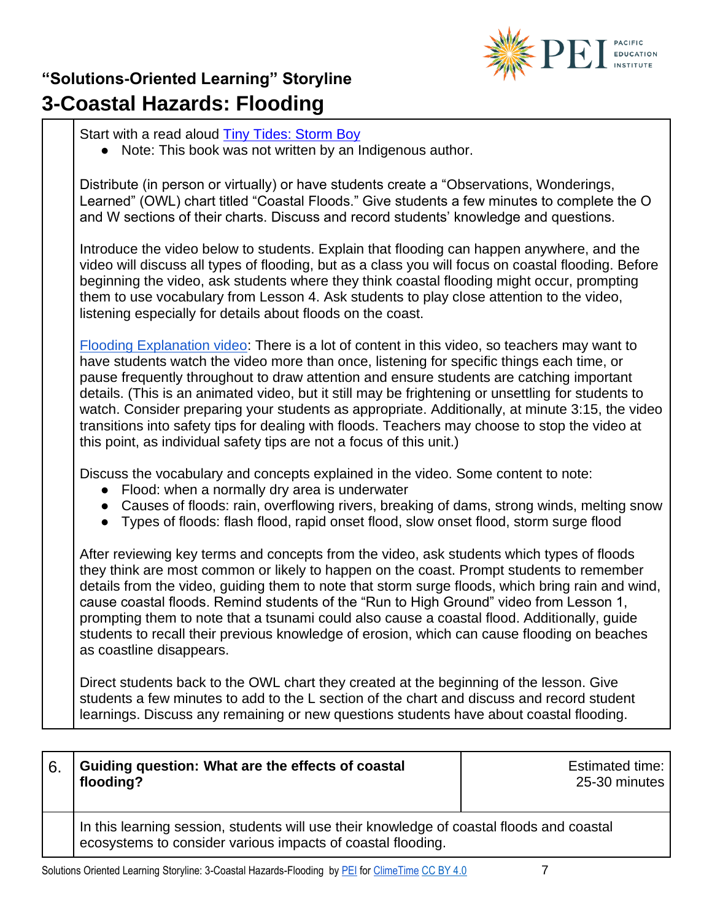# "Solutions-Oriented Learning" Storyline

# 3-Coastal Hazards: Flooding

Start with a read aloud Tiny Tides: Storm Boy

- Note: This book was not written by an Indigenous author.

Distribute (in person or virtually) or have students create a "Observations, Wonderings, Learned" (OWL) chart titled "Coastal Floods." Give students a few minutes to complete the O and W sections of their charts. Discuss and record students' knowledge and questions.

Introduce the video below to students. Explain that flooding can happen anywhere, and the video will discuss all types of flooding, but as a class you will focus on coastal flooding. Before beginning the video, ask students where they think coastal flooding might occur, prompting them to use vocabulary from Lesson 4. Ask students to play close attention to the video, listening especially for details about floods on the coast.

Flooding Explanation video: There is a lot of content in this video, so teachers may want to have students watch the video more than once, listening for specific things each time, or pause frequently throughout to draw attention and ensure students are catching important details. (This is an animated video, but it still may be frightening or unsettling for students to watch. Consider preparing your students as appropriate. Additionally, at minute 3:15, the video transitions into safety tips for dealing with floods. Teachers may choose to stop the video at this point, as individual safety tips are not a focus of this unit.)

Discuss the vocabulary and concepts explained in the video. Some content to note:

- Flood: when a normally dry area is underwater
- Causes of floods: rain, overflowing rivers, breaking of dams, strong winds, melting snow
- Types of floods: flash flood, rapid onset flood, slow onset flood, storm surge flood

After reviewing key terms and concepts from the video, ask students which types of floods they think are most common or likely to happen on the coast. Prompt students to remember details from the video, guiding them to note that storm surge floods, which bring rain and wind, cause coastal floods. Remind students of the "Run to High Ground" video from Lesson 1, prompting them to note that a tsunami could also cause a coastal flood. Additionally, guide students to recall their previous knowledge of erosion, which can cause flooding on beaches as coastline disappears.

Direct students back to the OWL chart they created at the beginning of the lesson. Give students a few minutes to add to the L section of the chart and discuss and record student learnings. Discuss any remaining or new questions students have about coastal flooding.

| 6. | **Guiding question: What are the effects of coastal flooding?** | Estimated time: 25-30 minutes |
|---|---|---|
| | In this learning session, students will use their knowledge of coastal floods and coastal ecosystems to consider various impacts of coastal flooding. | |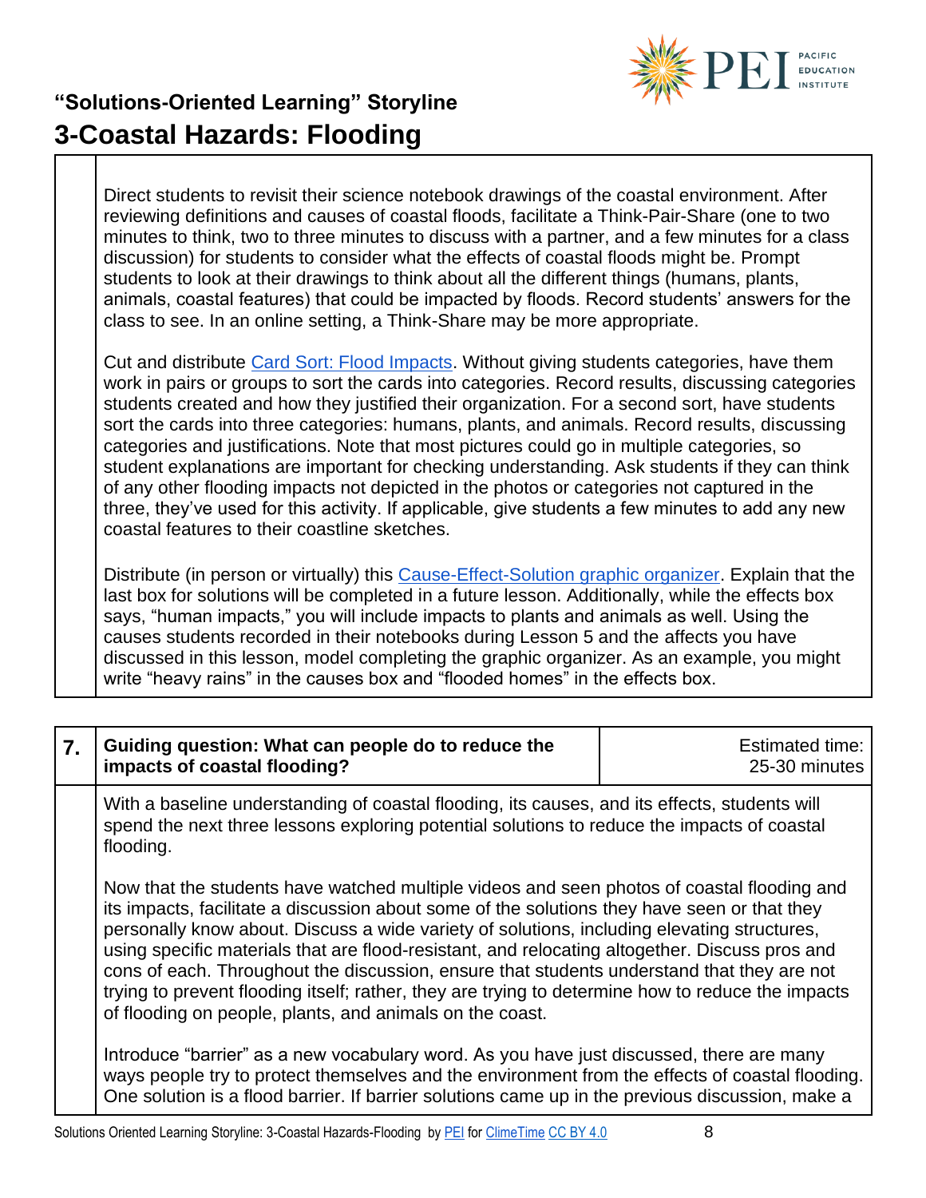Direct students to revisit their science notebook drawings of the coastal environment. After reviewing definitions and causes of coastal floods, facilitate a Think-Pair-Share (one to two minutes to think, two to three minutes to discuss with a partner, and a few minutes for a class discussion) for students to consider what the effects of coastal floods might be. Prompt students to look at their drawings to think about all the different things (humans, plants, animals, coastal features) that could be impacted by floods. Record students' answers for the class to see. In an online setting, a Think-Share may be more appropriate.

Cut and distribute [Card Sort: Flood Impacts](). Without giving students categories, have them work in pairs or groups to sort the cards into categories. Record results, discussing categories students created and how they justified their organization. For a second sort, have students sort the cards into three categories: humans, plants, and animals. Record results, discussing categories and justifications. Note that most pictures could go in multiple categories, so student explanations are important for checking understanding. Ask students if they can think of any other flooding impacts not depicted in the photos or categories not captured in the three, they've used for this activity. If applicable, give students a few minutes to add any new coastal features to their coastline sketches.

Distribute (in person or virtually) this [Cause-Effect-Solution graphic organizer](). Explain that the last box for solutions will be completed in a future lesson. Additionally, while the effects box says, "human impacts," you will include impacts to plants and animals as well. Using the causes students recorded in their notebooks during Lesson 5 and the affects you have discussed in this lesson, model completing the graphic organizer. As an example, you might write "heavy rains" in the causes box and "flooded homes" in the effects box.

| 7. | **Guiding question: What can people do to reduce the impacts of coastal flooding?** | Estimated time: 25-30 minutes |
|---|---|---|

With a baseline understanding of coastal flooding, its causes, and its effects, students will spend the next three lessons exploring potential solutions to reduce the impacts of coastal flooding.

Now that the students have watched multiple videos and seen photos of coastal flooding and its impacts, facilitate a discussion about some of the solutions they have seen or that they personally know about. Discuss a wide variety of solutions, including elevating structures, using specific materials that are flood-resistant, and relocating altogether. Discuss pros and cons of each. Throughout the discussion, ensure that students understand that they are not trying to prevent flooding itself; rather, they are trying to determine how to reduce the impacts of flooding on people, plants, and animals on the coast.

Introduce "barrier" as a new vocabulary word. As you have just discussed, there are many ways people try to protect themselves and the environment from the effects of coastal flooding. One solution is a flood barrier. If barrier solutions came up in the previous discussion, make a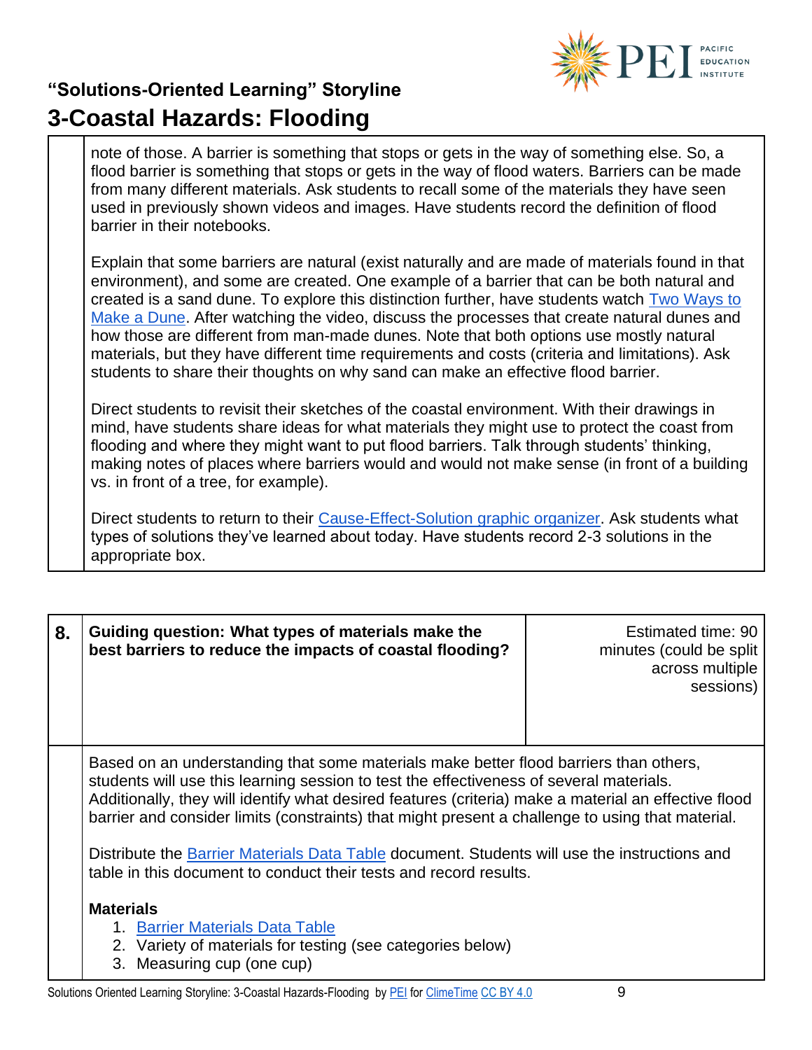note of those. A barrier is something that stops or gets in the way of something else. So, a flood barrier is something that stops or gets in the way of flood waters. Barriers can be made from many different materials. Ask students to recall some of the materials they have seen used in previously shown videos and images. Have students record the definition of flood barrier in their notebooks.

Explain that some barriers are natural (exist naturally and are made of materials found in that environment), and some are created. One example of a barrier that can be both natural and created is a sand dune. To explore this distinction further, have students watch Two Ways to Make a Dune. After watching the video, discuss the processes that create natural dunes and how those are different from man-made dunes. Note that both options use mostly natural materials, but they have different time requirements and costs (criteria and limitations). Ask students to share their thoughts on why sand can make an effective flood barrier.

Direct students to revisit their sketches of the coastal environment. With their drawings in mind, have students share ideas for what materials they might use to protect the coast from flooding and where they might want to put flood barriers. Talk through students' thinking, making notes of places where barriers would and would not make sense (in front of a building vs. in front of a tree, for example).

Direct students to return to their Cause-Effect-Solution graphic organizer. Ask students what types of solutions they've learned about today. Have students record 2-3 solutions in the appropriate box.

| 8. | **Guiding question: What types of materials make the best barriers to reduce the impacts of coastal flooding?** | Estimated time: 90 minutes (could be split across multiple sessions) |
|---|---|---|

Based on an understanding that some materials make better flood barriers than others, students will use this learning session to test the effectiveness of several materials. Additionally, they will identify what desired features (criteria) make a material an effective flood barrier and consider limits (constraints) that might present a challenge to using that material.

Distribute the Barrier Materials Data Table document. Students will use the instructions and table in this document to conduct their tests and record results.

**Materials**

1. Barrier Materials Data Table
2. Variety of materials for testing (see categories below)
3. Measuring cup (one cup)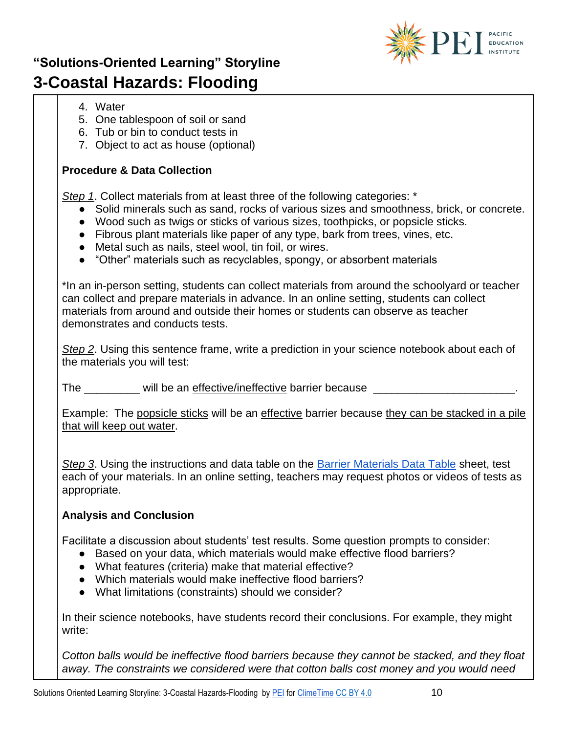4. Water
5. One tablespoon of soil or sand
6. Tub or bin to conduct tests in
7. Object to act as house (optional)

**Procedure & Data Collection**

*Step 1*. Collect materials from at least three of the following categories: *

- Solid minerals such as sand, rocks of various sizes and smoothness, brick, or concrete.
- Wood such as twigs or sticks of various sizes, toothpicks, or popsicle sticks.
- Fibrous plant materials like paper of any type, bark from trees, vines, etc.
- Metal such as nails, steel wool, tin foil, or wires.
- "Other" materials such as recyclables, spongy, or absorbent materials

*In an in-person setting, students can collect materials from around the schoolyard or teacher can collect and prepare materials in advance. In an online setting, students can collect materials from around and outside their homes or students can observe as teacher demonstrates and conducts tests.

*Step 2*. Using this sentence frame, write a prediction in your science notebook about each of the materials you will test:

The _________ will be an effective/ineffective barrier because _______________________.

Example: The popsicle sticks will be an effective barrier because they can be stacked in a pile that will keep out water.

*Step 3*. Using the instructions and data table on the Barrier Materials Data Table sheet, test each of your materials. In an online setting, teachers may request photos or videos of tests as appropriate.

**Analysis and Conclusion**

Facilitate a discussion about students' test results. Some question prompts to consider:

- Based on your data, which materials would make effective flood barriers?
- What features (criteria) make that material effective?
- Which materials would make ineffective flood barriers?
- What limitations (constraints) should we consider?

In their science notebooks, have students record their conclusions. For example, they might write:

*Cotton balls would be ineffective flood barriers because they cannot be stacked, and they float away. The constraints we considered were that cotton balls cost money and you would need*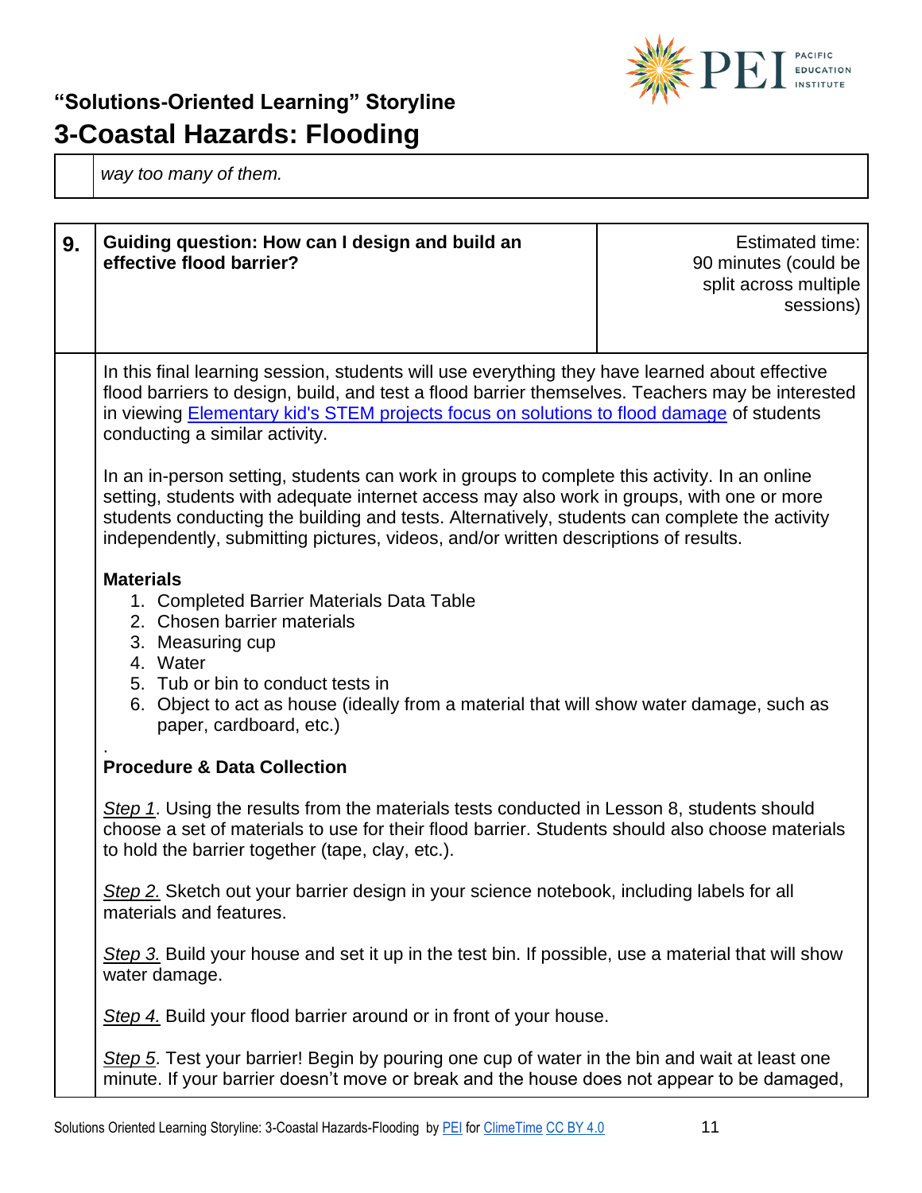| | way too many of them. |
|---|---|

| 9. | **Guiding question: How can I design and build an effective flood barrier?** | Estimated time: 90 minutes (could be split across multiple sessions) |
|---|---|---|

In this final learning session, students will use everything they have learned about effective flood barriers to design, build, and test a flood barrier themselves. Teachers may be interested in viewing Elementary kid's STEM projects focus on solutions to flood damage of students conducting a similar activity.

In an in-person setting, students can work in groups to complete this activity. In an online setting, students with adequate internet access may also work in groups, with one or more students conducting the building and tests. Alternatively, students can complete the activity independently, submitting pictures, videos, and/or written descriptions of results.

**Materials**

1. Completed Barrier Materials Data Table
2. Chosen barrier materials
3. Measuring cup
4. Water
5. Tub or bin to conduct tests in
6. Object to act as house (ideally from a material that will show water damage, such as paper, cardboard, etc.)

.

**Procedure & Data Collection**

*Step 1*. Using the results from the materials tests conducted in Lesson 8, students should choose a set of materials to use for their flood barrier. Students should also choose materials to hold the barrier together (tape, clay, etc.).

*Step 2.* Sketch out your barrier design in your science notebook, including labels for all materials and features.

*Step 3.* Build your house and set it up in the test bin. If possible, use a material that will show water damage.

*Step 4.* Build your flood barrier around or in front of your house.

*Step 5*. Test your barrier! Begin by pouring one cup of water in the bin and wait at least one minute. If your barrier doesn't move or break and the house does not appear to be damaged,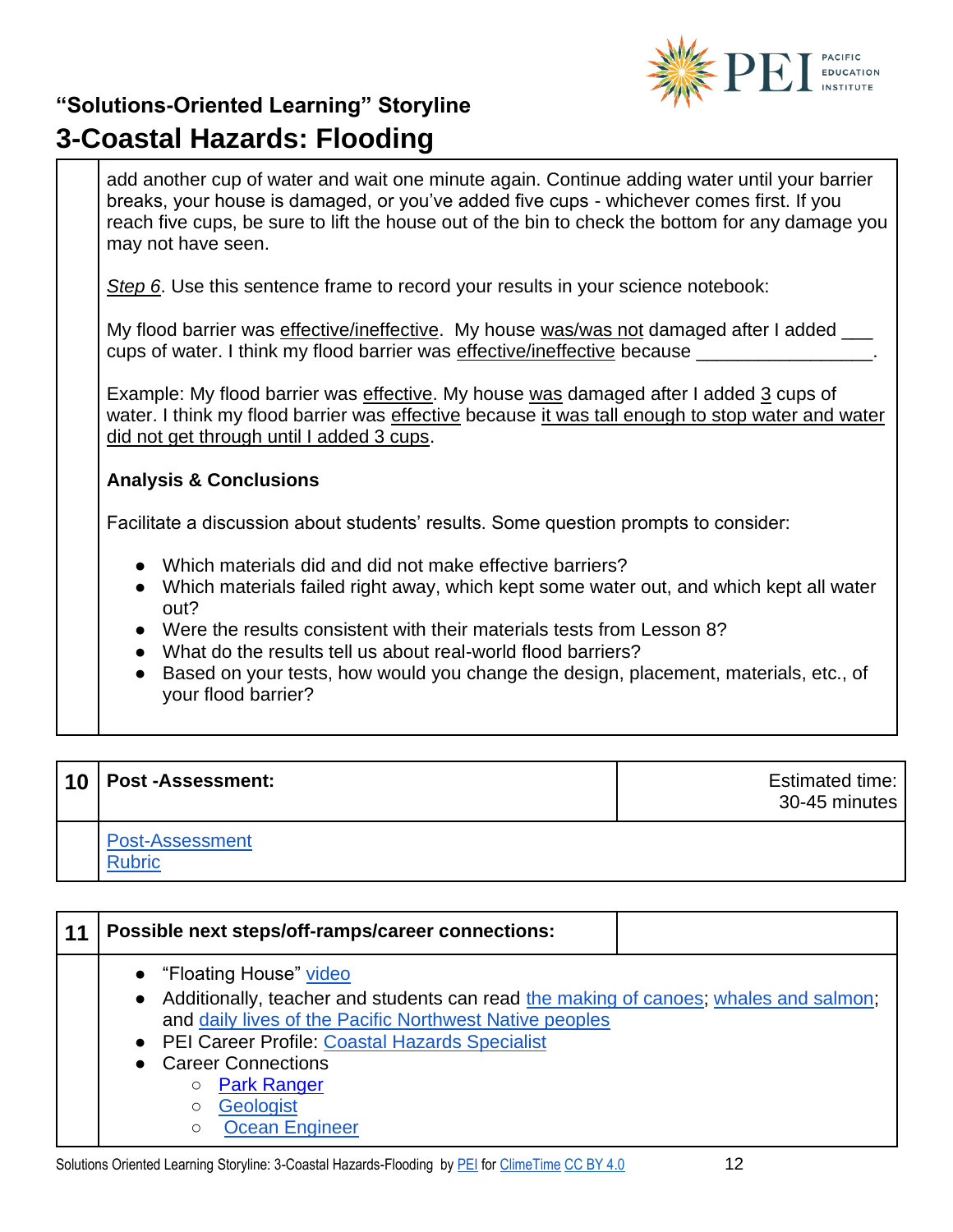add another cup of water and wait one minute again. Continue adding water until your barrier breaks, your house is damaged, or you've added five cups - whichever comes first. If you reach five cups, be sure to lift the house out of the bin to check the bottom for any damage you may not have seen.

*Step 6*. Use this sentence frame to record your results in your science notebook:

My flood barrier was effective/ineffective. My house was/was not damaged after I added ___ cups of water. I think my flood barrier was effective/ineffective because _________________.

Example: My flood barrier was effective. My house was damaged after I added 3 cups of water. I think my flood barrier was effective because it was tall enough to stop water and water did not get through until I added 3 cups.

**Analysis & Conclusions**

Facilitate a discussion about students' results. Some question prompts to consider:

- Which materials did and did not make effective barriers?
- Which materials failed right away, which kept some water out, and which kept all water out?
- Were the results consistent with their materials tests from Lesson 8?
- What do the results tell us about real-world flood barriers?
- Based on your tests, how would you change the design, placement, materials, etc., of your flood barrier?

| 10 | **Post -Assessment:** | Estimated time: 30-45 minutes |
|---|---|---|
| | Post-Assessment<br>Rubric | |

| 11 | **Possible next steps/off-ramps/career connections:** |
|---|---|
| | • "Floating House" video<br>• Additionally, teacher and students can read the making of canoes; whales and salmon; and daily lives of the Pacific Northwest Native peoples<br>• PEI Career Profile: Coastal Hazards Specialist<br>• Career Connections<br>&nbsp;&nbsp;&nbsp;&nbsp;○ Park Ranger<br>&nbsp;&nbsp;&nbsp;&nbsp;○ Geologist<br>&nbsp;&nbsp;&nbsp;&nbsp;○ Ocean Engineer |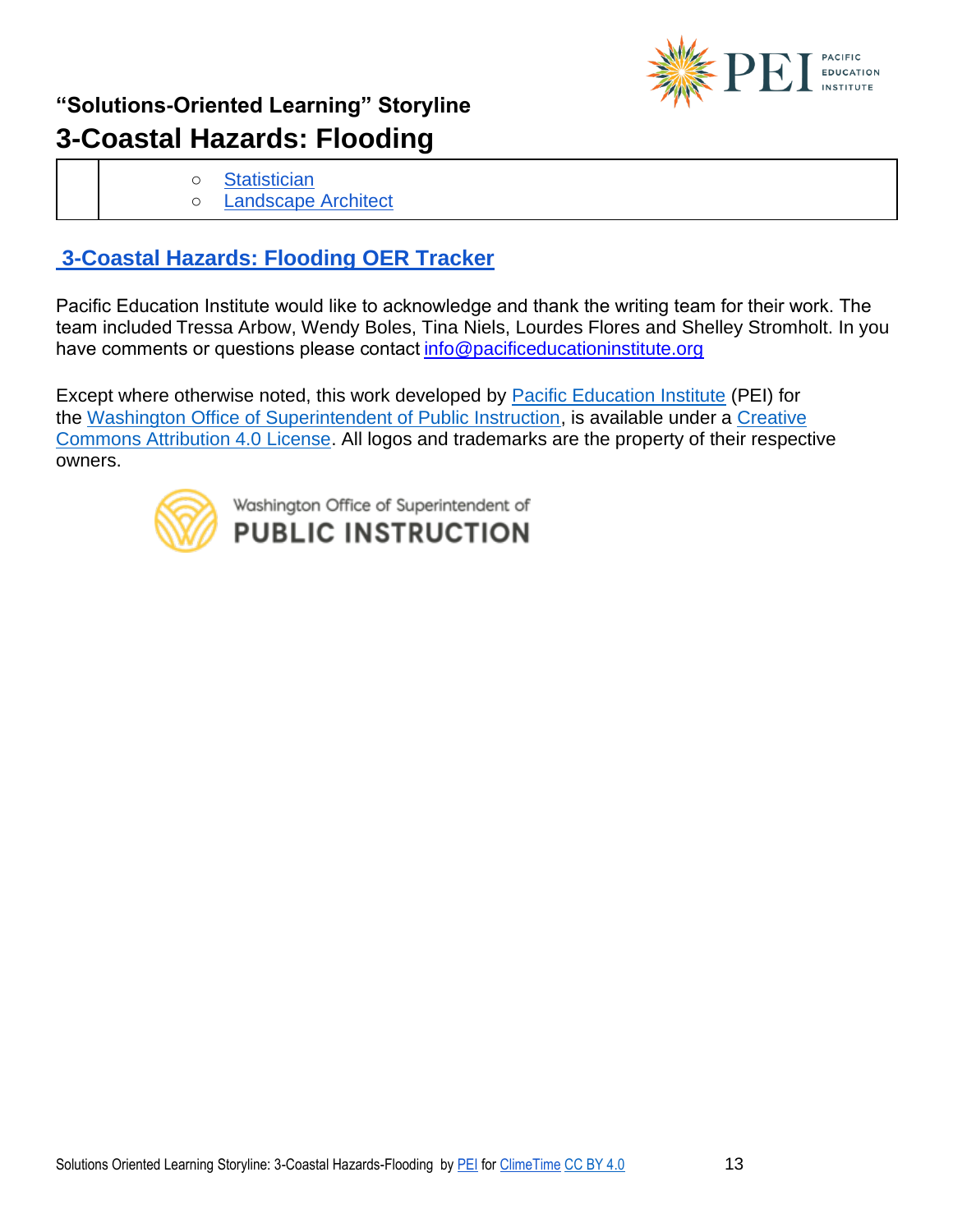| | |
|---|---|
| | ○ Statistician<br>○ Landscape Architect |

## 3-Coastal Hazards: Flooding OER Tracker

Pacific Education Institute would like to acknowledge and thank the writing team for their work. The team included Tressa Arbow, Wendy Boles, Tina Niels, Lourdes Flores and Shelley Stromholt. In you have comments or questions please contact info@pacificeducationinstitute.org

Except where otherwise noted, this work developed by Pacific Education Institute (PEI) for the Washington Office of Superintendent of Public Instruction, is available under a Creative Commons Attribution 4.0 License. All logos and trademarks are the property of their respective owners.

Washington Office of Superintendent of PUBLIC INSTRUCTION